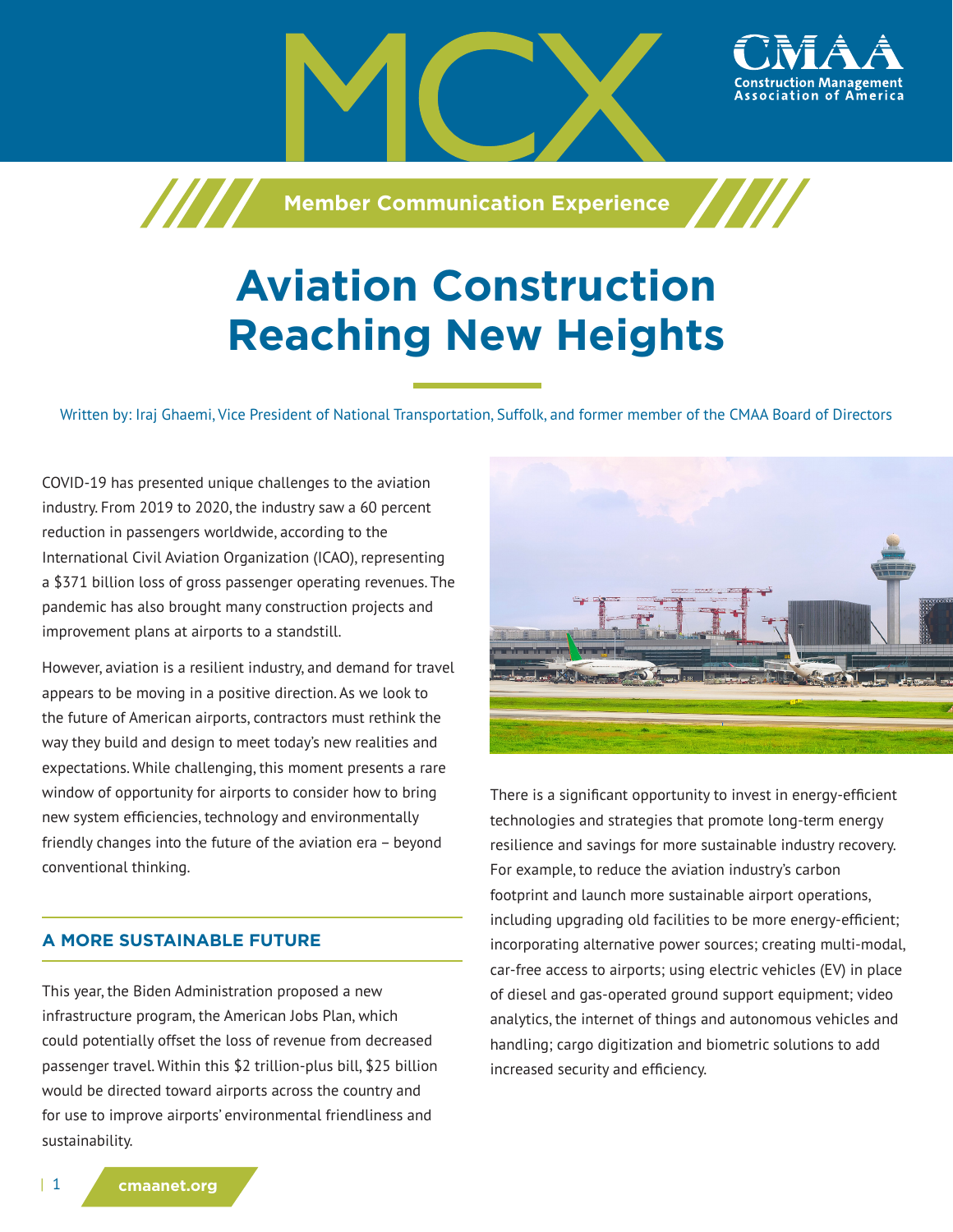# MCX

**Member Communication Experience**

# Aviation Construction Reaching New Heights

Written by: Iraj Ghaemi, Vice President of National Transportation, Suffolk, and former member of the CMAA Board of Directors

COVID-19 has presented unique challenges to the aviation industry. From 2019 to 2020, the industry saw a 60 percent reduction in passengers worldwide, according to the International Civil Aviation Organization (ICAO), representing a $371 billion loss of gross passenger operating revenues. The pandemic has also brought many construction projects and improvement plans at airports to a standstill.

However, aviation is a resilient industry, and demand for travel appears to be moving in a positive direction. As we look to the future of American airports, contractors must rethink the way they build and design to meet today's new realities and expectations. While challenging, this moment presents a rare window of opportunity for airports to consider how to bring new system efficiencies, technology and environmentally friendly changes into the future of the aviation era – beyond conventional thinking.

## A MORE SUSTAINABLE FUTURE

This year, the Biden Administration proposed a new infrastructure program, the American Jobs Plan, which could potentially offset the loss of revenue from decreased passenger travel. Within this $2 trillion-plus bill, $25 billion would be directed toward airports across the country and for use to improve airports' environmental friendliness and sustainability.

There is a significant opportunity to invest in energy-efficient technologies and strategies that promote long-term energy resilience and savings for more sustainable industry recovery. For example, to reduce the aviation industry's carbon footprint and launch more sustainable airport operations, including upgrading old facilities to be more energy-efficient; incorporating alternative power sources; creating multi-modal, car-free access to airports; using electric vehicles (EV) in place of diesel and gas-operated ground support equipment; video analytics, the internet of things and autonomous vehicles and handling; cargo digitization and biometric solutions to add increased security and efficiency.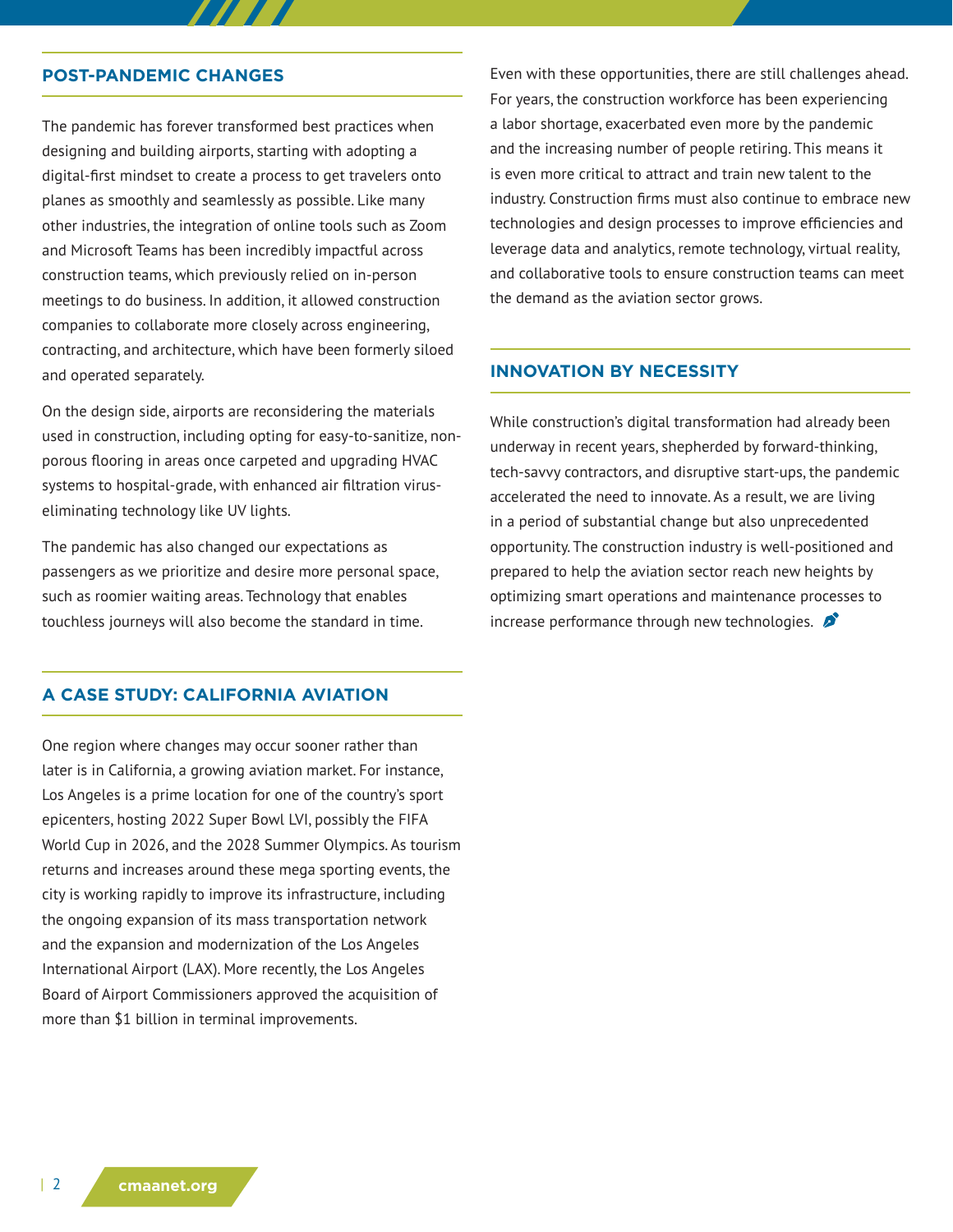## POST-PANDEMIC CHANGES

The pandemic has forever transformed best practices when designing and building airports, starting with adopting a digital-first mindset to create a process to get travelers onto planes as smoothly and seamlessly as possible. Like many other industries, the integration of online tools such as Zoom and Microsoft Teams has been incredibly impactful across construction teams, which previously relied on in-person meetings to do business. In addition, it allowed construction companies to collaborate more closely across engineering, contracting, and architecture, which have been formerly siloed and operated separately.

On the design side, airports are reconsidering the materials used in construction, including opting for easy-to-sanitize, non-porous flooring in areas once carpeted and upgrading HVAC systems to hospital-grade, with enhanced air filtration virus-eliminating technology like UV lights.

The pandemic has also changed our expectations as passengers as we prioritize and desire more personal space, such as roomier waiting areas. Technology that enables touchless journeys will also become the standard in time.

## A CASE STUDY: CALIFORNIA AVIATION

One region where changes may occur sooner rather than later is in California, a growing aviation market. For instance, Los Angeles is a prime location for one of the country's sport epicenters, hosting 2022 Super Bowl LVI, possibly the FIFA World Cup in 2026, and the 2028 Summer Olympics. As tourism returns and increases around these mega sporting events, the city is working rapidly to improve its infrastructure, including the ongoing expansion of its mass transportation network and the expansion and modernization of the Los Angeles International Airport (LAX). More recently, the Los Angeles Board of Airport Commissioners approved the acquisition of more than $1 billion in terminal improvements.

Even with these opportunities, there are still challenges ahead. For years, the construction workforce has been experiencing a labor shortage, exacerbated even more by the pandemic and the increasing number of people retiring. This means it is even more critical to attract and train new talent to the industry. Construction firms must also continue to embrace new technologies and design processes to improve efficiencies and leverage data and analytics, remote technology, virtual reality, and collaborative tools to ensure construction teams can meet the demand as the aviation sector grows.

## INNOVATION BY NECESSITY

While construction's digital transformation had already been underway in recent years, shepherded by forward-thinking, tech-savvy contractors, and disruptive start-ups, the pandemic accelerated the need to innovate. As a result, we are living in a period of substantial change but also unprecedented opportunity. The construction industry is well-positioned and prepared to help the aviation sector reach new heights by optimizing smart operations and maintenance processes to increase performance through new technologies.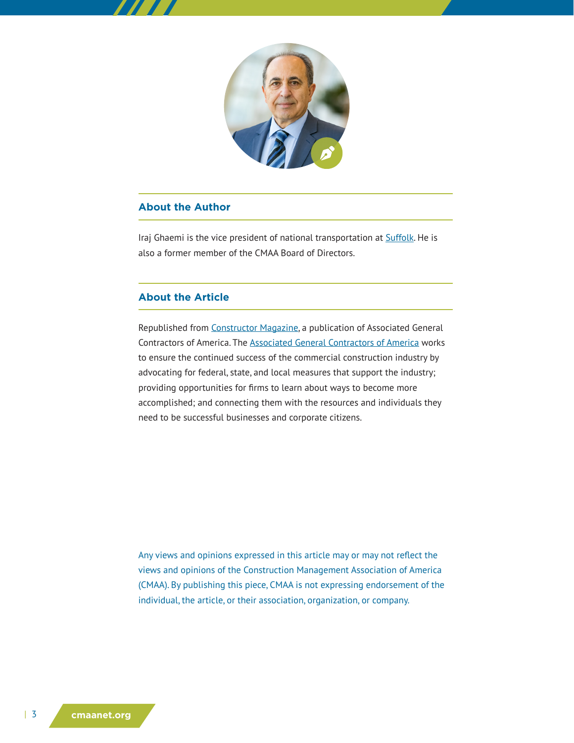## About the Author

Iraj Ghaemi is the vice president of national transportation at Suffolk. He is also a former member of the CMAA Board of Directors.

## About the Article

Republished from Constructor Magazine, a publication of Associated General Contractors of America. The Associated General Contractors of America works to ensure the continued success of the commercial construction industry by advocating for federal, state, and local measures that support the industry; providing opportunities for firms to learn about ways to become more accomplished; and connecting them with the resources and individuals they need to be successful businesses and corporate citizens.

Any views and opinions expressed in this article may or may not reflect the views and opinions of the Construction Management Association of America (CMAA). By publishing this piece, CMAA is not expressing endorsement of the individual, the article, or their association, organization, or company.